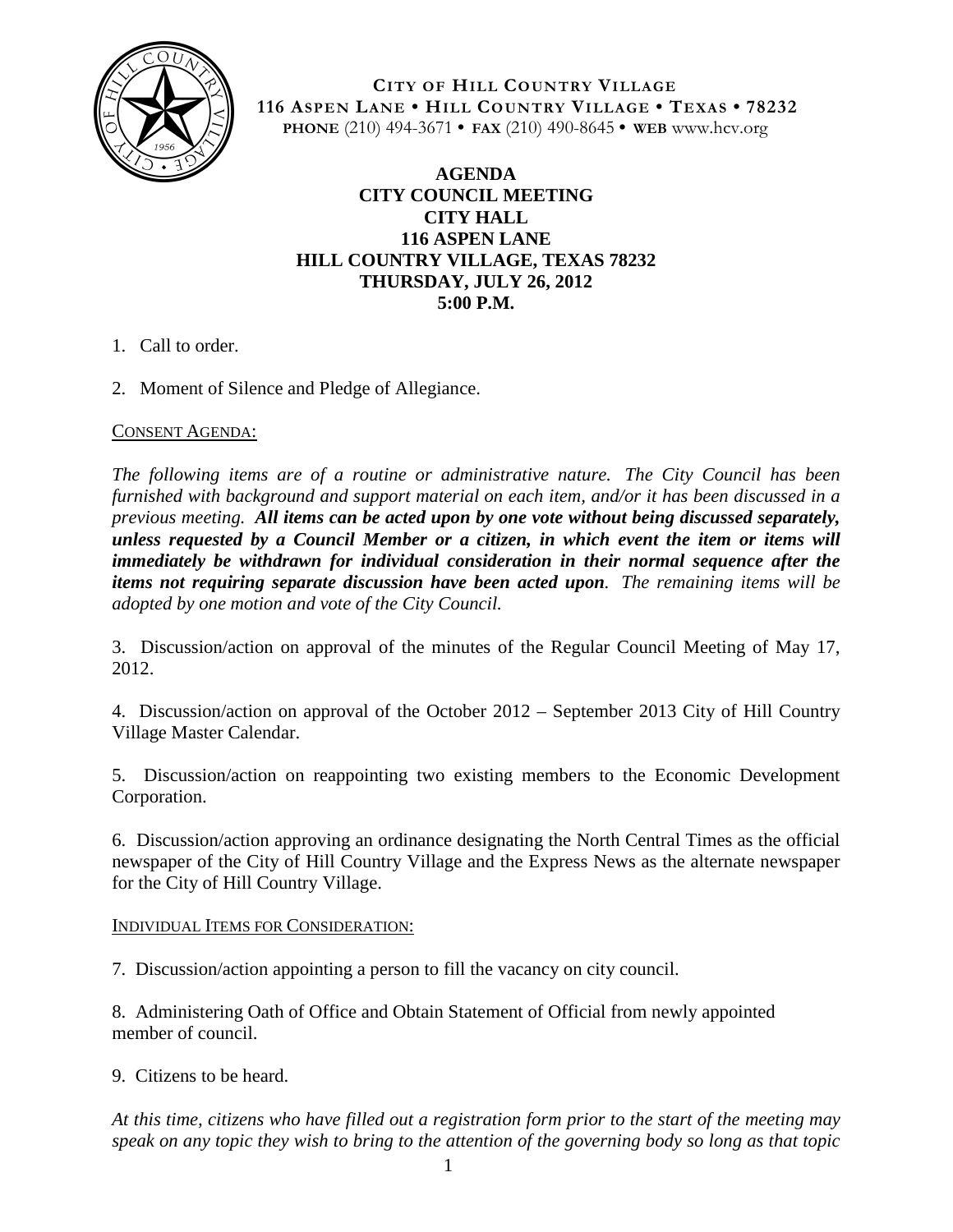**CITY OF HILL COUNTRY VILLAGE**
**116 ASPEN LANE • HILL COUNTRY VILLAGE • TEXAS • 78232**
**PHONE** (210) 494-3671 • **FAX** (210) 490-8645 • **WEB** www.hcv.org

# AGENDA
## CITY COUNCIL MEETING
## CITY HALL
## 116 ASPEN LANE
## HILL COUNTRY VILLAGE, TEXAS 78232
## THURSDAY, JULY 26, 2012
## 5:00 P.M.

1. Call to order.

2. Moment of Silence and Pledge of Allegiance.

CONSENT AGENDA:

*The following items are of a routine or administrative nature. The City Council has been furnished with background and support material on each item, and/or it has been discussed in a previous meeting.* ***All items can be acted upon by one vote without being discussed separately, unless requested by a Council Member or a citizen, in which event the item or items will immediately be withdrawn for individual consideration in their normal sequence after the items not requiring separate discussion have been acted upon****. The remaining items will be adopted by one motion and vote of the City Council.*

3. Discussion/action on approval of the minutes of the Regular Council Meeting of May 17, 2012.

4. Discussion/action on approval of the October 2012 – September 2013 City of Hill Country Village Master Calendar.

5. Discussion/action on reappointing two existing members to the Economic Development Corporation.

6. Discussion/action approving an ordinance designating the North Central Times as the official newspaper of the City of Hill Country Village and the Express News as the alternate newspaper for the City of Hill Country Village.

INDIVIDUAL ITEMS FOR CONSIDERATION:

7. Discussion/action appointing a person to fill the vacancy on city council.

8. Administering Oath of Office and Obtain Statement of Official from newly appointed member of council.

9. Citizens to be heard.

*At this time, citizens who have filled out a registration form prior to the start of the meeting may speak on any topic they wish to bring to the attention of the governing body so long as that topic*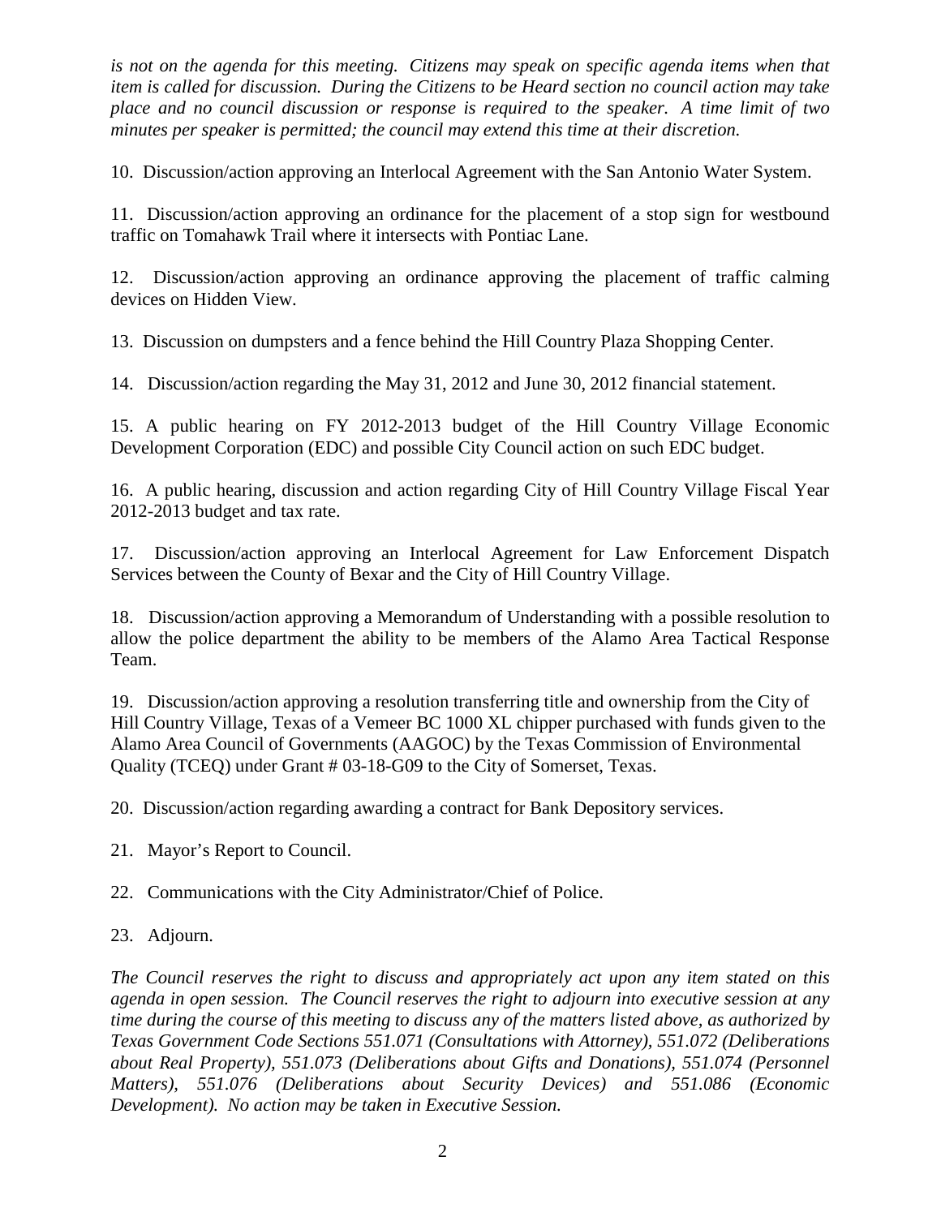*is not on the agenda for this meeting. Citizens may speak on specific agenda items when that item is called for discussion. During the Citizens to be Heard section no council action may take place and no council discussion or response is required to the speaker. A time limit of two minutes per speaker is permitted; the council may extend this time at their discretion.*

10. Discussion/action approving an Interlocal Agreement with the San Antonio Water System.

11. Discussion/action approving an ordinance for the placement of a stop sign for westbound traffic on Tomahawk Trail where it intersects with Pontiac Lane.

12. Discussion/action approving an ordinance approving the placement of traffic calming devices on Hidden View.

13. Discussion on dumpsters and a fence behind the Hill Country Plaza Shopping Center.

14. Discussion/action regarding the May 31, 2012 and June 30, 2012 financial statement.

15. A public hearing on FY 2012-2013 budget of the Hill Country Village Economic Development Corporation (EDC) and possible City Council action on such EDC budget.

16. A public hearing, discussion and action regarding City of Hill Country Village Fiscal Year 2012-2013 budget and tax rate.

17. Discussion/action approving an Interlocal Agreement for Law Enforcement Dispatch Services between the County of Bexar and the City of Hill Country Village.

18. Discussion/action approving a Memorandum of Understanding with a possible resolution to allow the police department the ability to be members of the Alamo Area Tactical Response Team.

19. Discussion/action approving a resolution transferring title and ownership from the City of Hill Country Village, Texas of a Vemeer BC 1000 XL chipper purchased with funds given to the Alamo Area Council of Governments (AAGOC) by the Texas Commission of Environmental Quality (TCEQ) under Grant # 03-18-G09 to the City of Somerset, Texas.

20. Discussion/action regarding awarding a contract for Bank Depository services.

21. Mayor's Report to Council.

22. Communications with the City Administrator/Chief of Police.

23. Adjourn.

*The Council reserves the right to discuss and appropriately act upon any item stated on this agenda in open session. The Council reserves the right to adjourn into executive session at any time during the course of this meeting to discuss any of the matters listed above, as authorized by Texas Government Code Sections 551.071 (Consultations with Attorney), 551.072 (Deliberations about Real Property), 551.073 (Deliberations about Gifts and Donations), 551.074 (Personnel Matters), 551.076 (Deliberations about Security Devices) and 551.086 (Economic Development). No action may be taken in Executive Session.*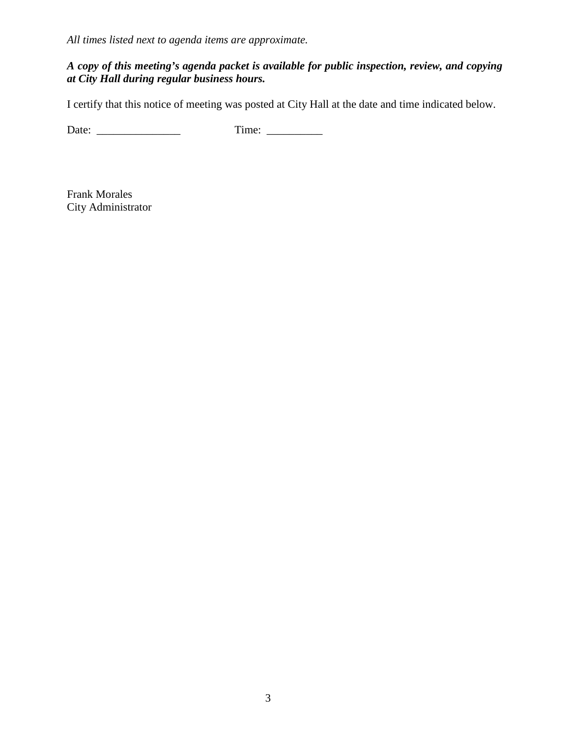*All times listed next to agenda items are approximate.*

***A copy of this meeting's agenda packet is available for public inspection, review, and copying at City Hall during regular business hours.***

I certify that this notice of meeting was posted at City Hall at the date and time indicated below.

Date: _______________ Time: __________

Frank Morales
City Administrator